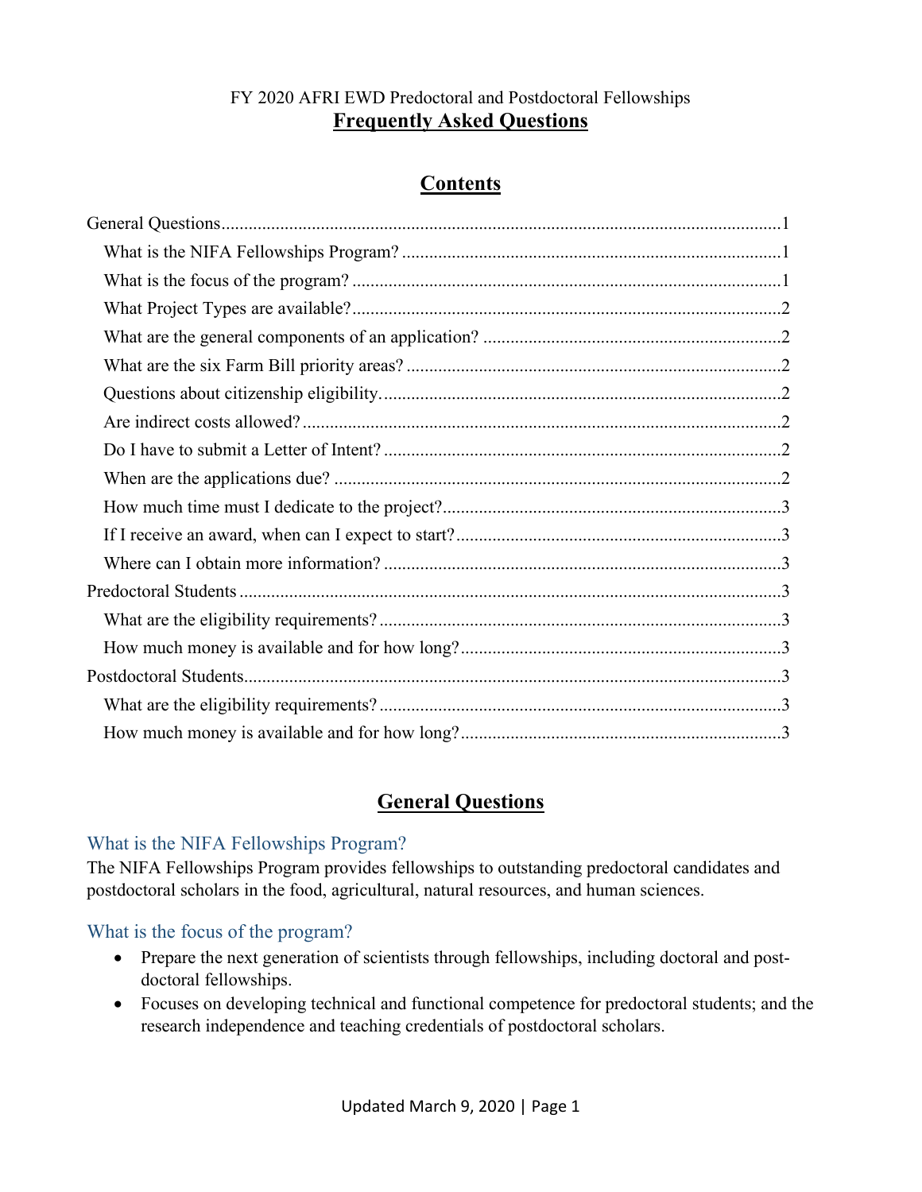FY 2020 AFRI EWD Predoctoral and Postdoctoral Fellowships

# Frequently Asked Questions

## Contents

General Questions....................1
- What is the NIFA Fellowships Program? ....................1
- What is the focus of the program? ....................1
- What Project Types are available?....................2
- What are the general components of an application? ....................2
- What are the six Farm Bill priority areas? ....................2
- Questions about citizenship eligibility.....................2
- Are indirect costs allowed? ....................2
- Do I have to submit a Letter of Intent? ....................2
- When are the applications due? ....................2
- How much time must I dedicate to the project?....................3
- If I receive an award, when can I expect to start?....................3
- Where can I obtain more information? ....................3

Predoctoral Students ....................3
- What are the eligibility requirements? ....................3
- How much money is available and for how long?....................3

Postdoctoral Students....................3
- What are the eligibility requirements? ....................3
- How much money is available and for how long?....................3

## General Questions

### What is the NIFA Fellowships Program?

The NIFA Fellowships Program provides fellowships to outstanding predoctoral candidates and postdoctoral scholars in the food, agricultural, natural resources, and human sciences.

### What is the focus of the program?

- Prepare the next generation of scientists through fellowships, including doctoral and post-doctoral fellowships.
- Focuses on developing technical and functional competence for predoctoral students; and the research independence and teaching credentials of postdoctoral scholars.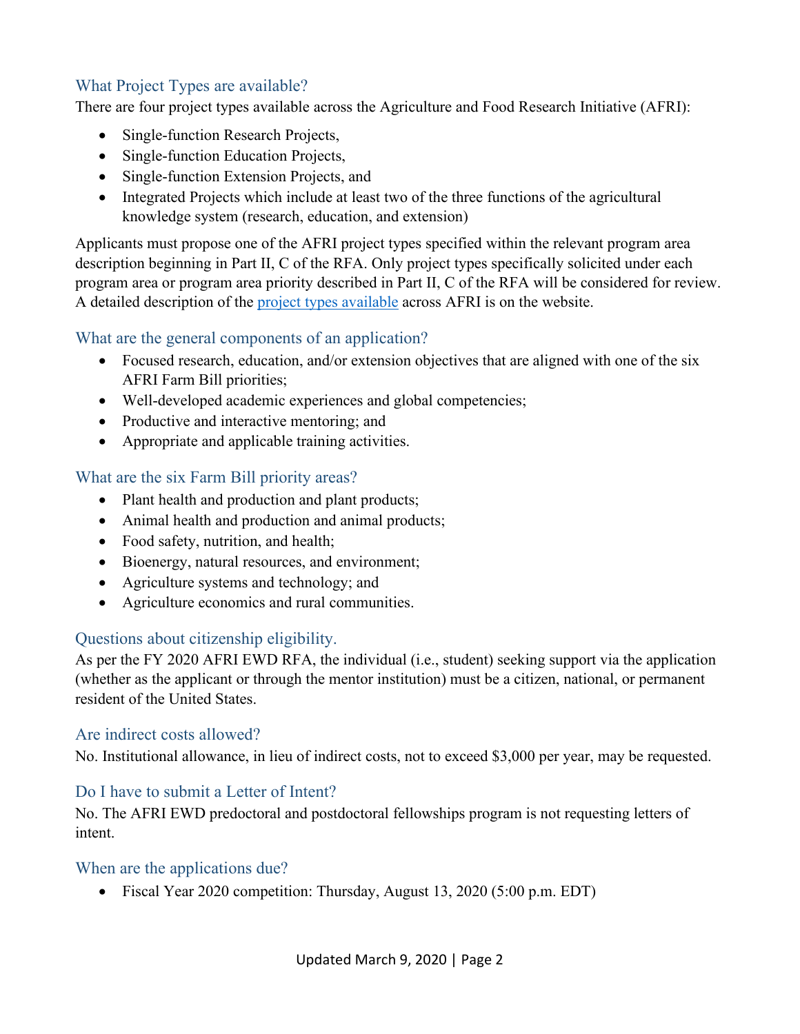## What Project Types are available?

There are four project types available across the Agriculture and Food Research Initiative (AFRI):

- Single-function Research Projects,
- Single-function Education Projects,
- Single-function Extension Projects, and
- Integrated Projects which include at least two of the three functions of the agricultural knowledge system (research, education, and extension)

Applicants must propose one of the AFRI project types specified within the relevant program area description beginning in Part II, C of the RFA. Only project types specifically solicited under each program area or program area priority described in Part II, C of the RFA will be considered for review. A detailed description of the project types available across AFRI is on the website.

## What are the general components of an application?

- Focused research, education, and/or extension objectives that are aligned with one of the six AFRI Farm Bill priorities;
- Well-developed academic experiences and global competencies;
- Productive and interactive mentoring; and
- Appropriate and applicable training activities.

## What are the six Farm Bill priority areas?

- Plant health and production and plant products;
- Animal health and production and animal products;
- Food safety, nutrition, and health;
- Bioenergy, natural resources, and environment;
- Agriculture systems and technology; and
- Agriculture economics and rural communities.

## Questions about citizenship eligibility.

As per the FY 2020 AFRI EWD RFA, the individual (i.e., student) seeking support via the application (whether as the applicant or through the mentor institution) must be a citizen, national, or permanent resident of the United States.

## Are indirect costs allowed?

No. Institutional allowance, in lieu of indirect costs, not to exceed $3,000 per year, may be requested.

## Do I have to submit a Letter of Intent?

No. The AFRI EWD predoctoral and postdoctoral fellowships program is not requesting letters of intent.

## When are the applications due?

- Fiscal Year 2020 competition: Thursday, August 13, 2020 (5:00 p.m. EDT)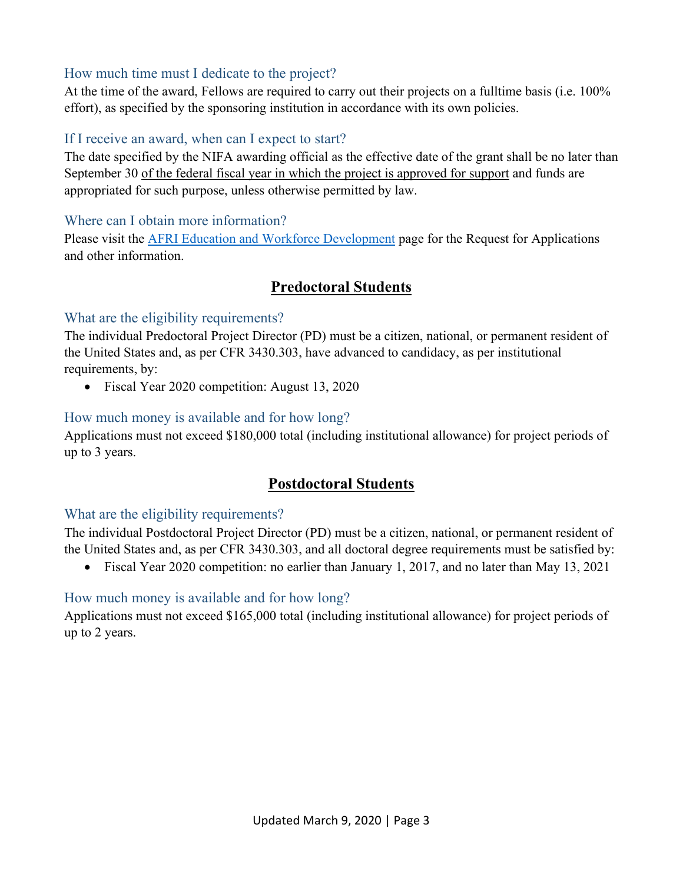### How much time must I dedicate to the project?

At the time of the award, Fellows are required to carry out their projects on a fulltime basis (i.e. 100% effort), as specified by the sponsoring institution in accordance with its own policies.

### If I receive an award, when can I expect to start?

The date specified by the NIFA awarding official as the effective date of the grant shall be no later than September 30 of the federal fiscal year in which the project is approved for support and funds are appropriated for such purpose, unless otherwise permitted by law.

### Where can I obtain more information?

Please visit the AFRI Education and Workforce Development page for the Request for Applications and other information.

## Predoctoral Students

### What are the eligibility requirements?

The individual Predoctoral Project Director (PD) must be a citizen, national, or permanent resident of the United States and, as per CFR 3430.303, have advanced to candidacy, as per institutional requirements, by:

- Fiscal Year 2020 competition: August 13, 2020

### How much money is available and for how long?

Applications must not exceed $180,000 total (including institutional allowance) for project periods of up to 3 years.

## Postdoctoral Students

### What are the eligibility requirements?

The individual Postdoctoral Project Director (PD) must be a citizen, national, or permanent resident of the United States and, as per CFR 3430.303, and all doctoral degree requirements must be satisfied by:

- Fiscal Year 2020 competition: no earlier than January 1, 2017, and no later than May 13, 2021

### How much money is available and for how long?

Applications must not exceed $165,000 total (including institutional allowance) for project periods of up to 2 years.